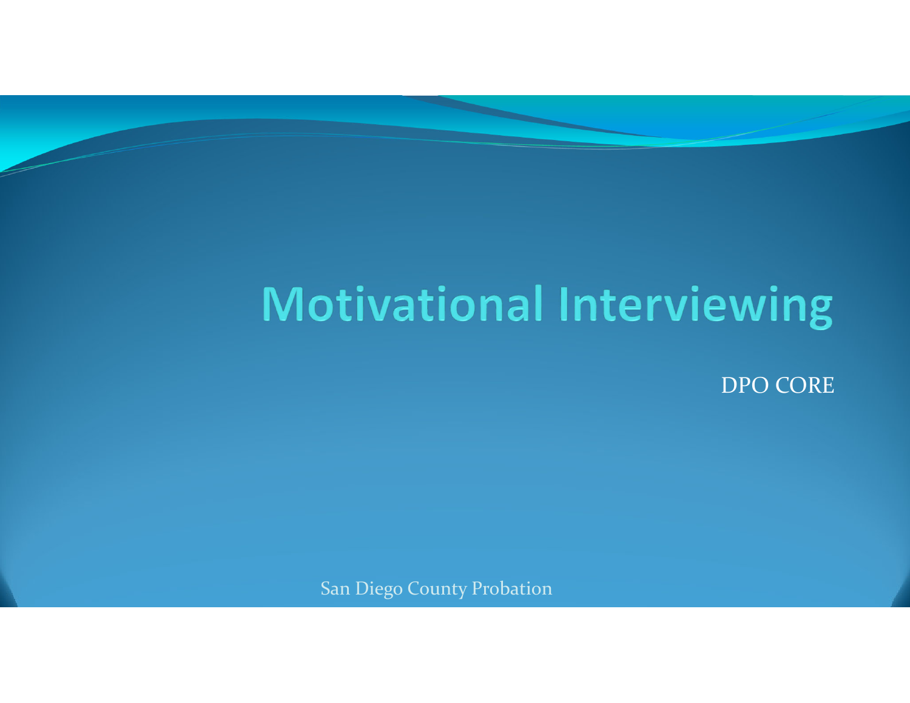# Motivational Interviewing

DPO CORE

San Diego County Probation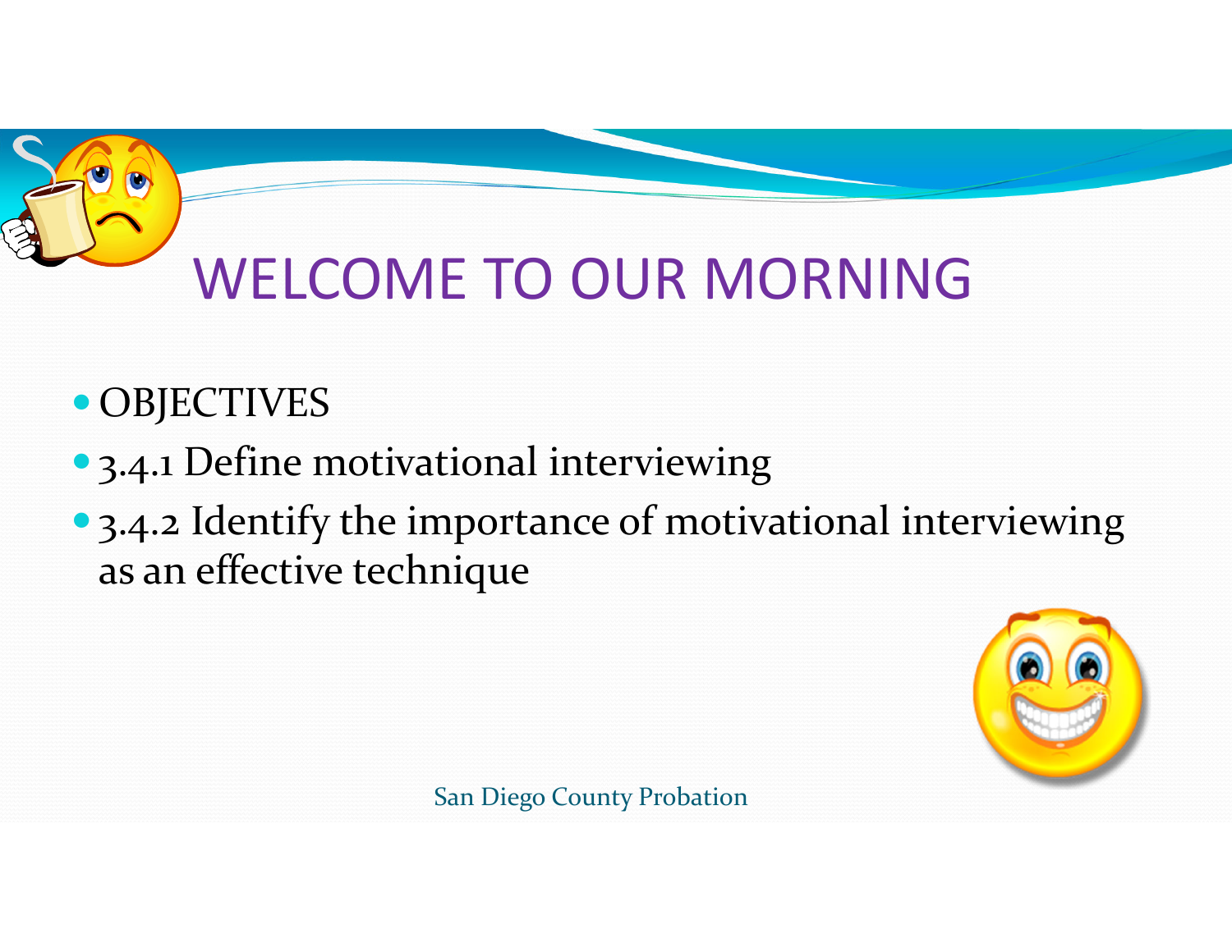# WELCOME TO OUR MORNING

- OBJECTIVES
- 3.4.1 Define motivational interviewing
- 3.4.2 Identify the importance of motivational interviewing as an effective technique

San Diego County Probation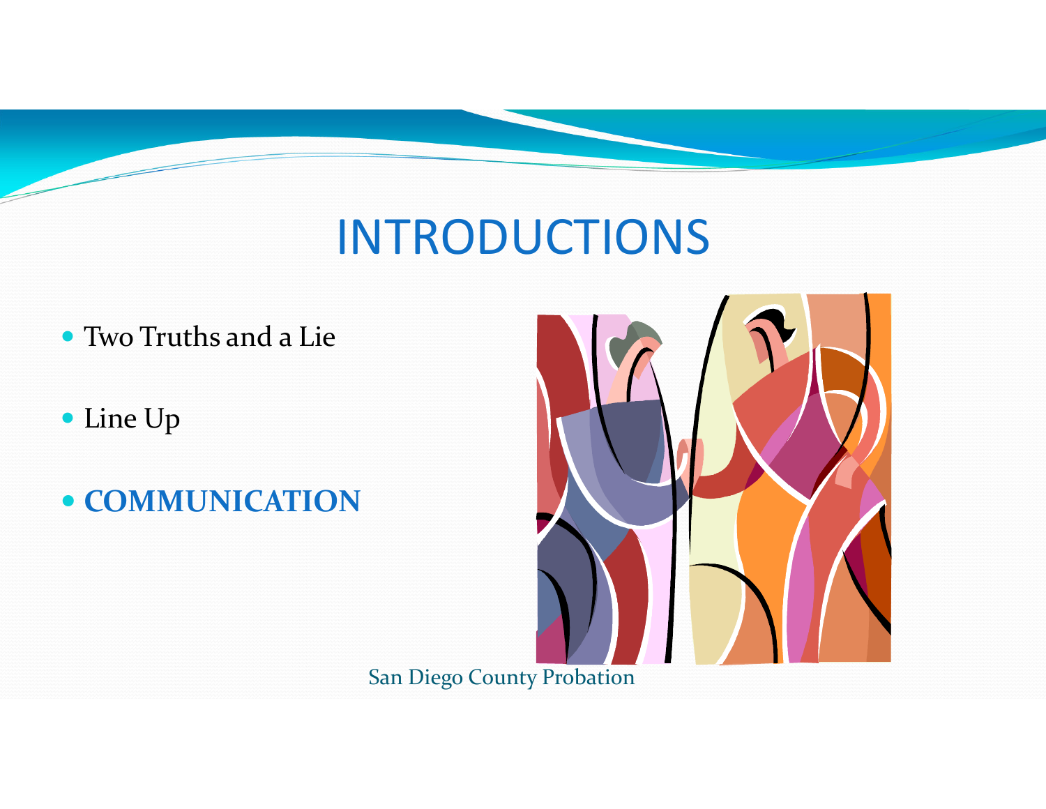# INTRODUCTIONS

- Two Truths and a Lie
- Line Up
- **COMMUNICATION**

San Diego County Probation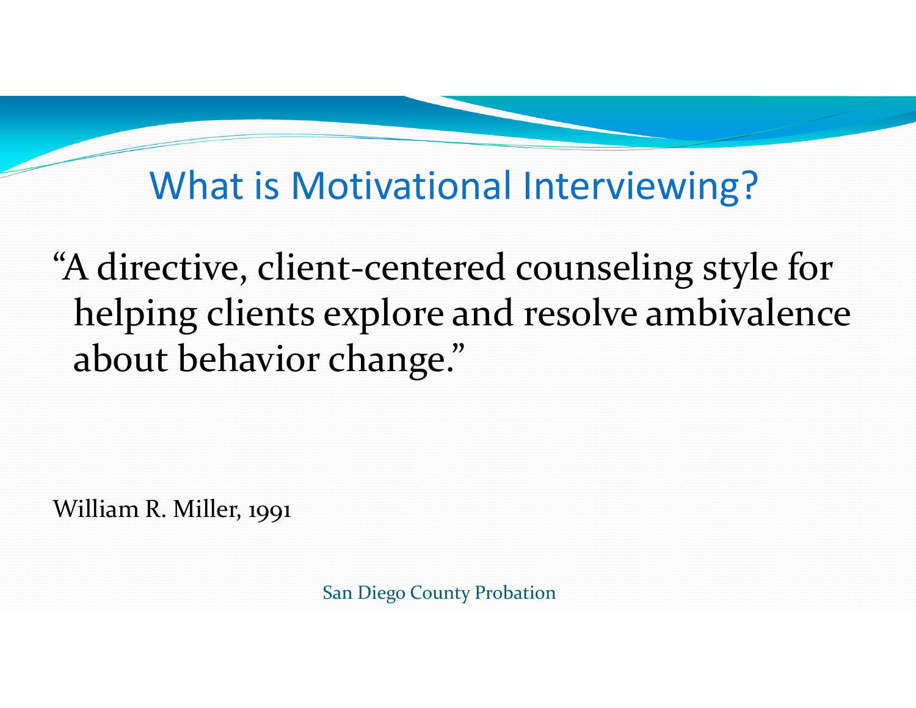# What is Motivational Interviewing?

"A directive, client-centered counseling style for helping clients explore and resolve ambivalence about behavior change."

William R. Miller, 1991

San Diego County Probation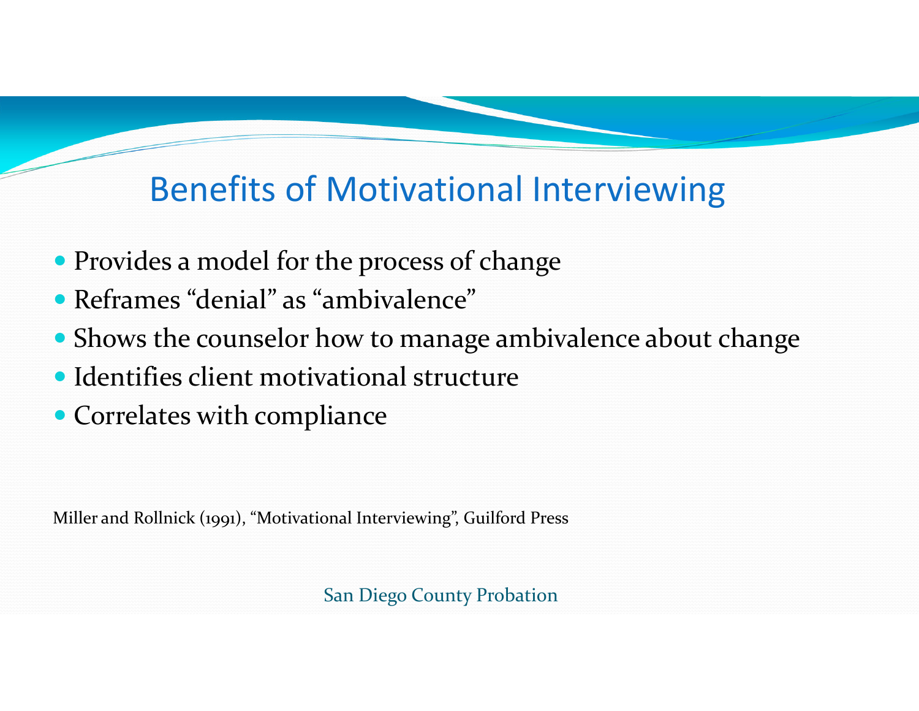# Benefits of Motivational Interviewing

- Provides a model for the process of change
- Reframes "denial" as "ambivalence"
- Shows the counselor how to manage ambivalence about change
- Identifies client motivational structure
- Correlates with compliance

Miller and Rollnick (1991), "Motivational Interviewing", Guilford Press

San Diego County Probation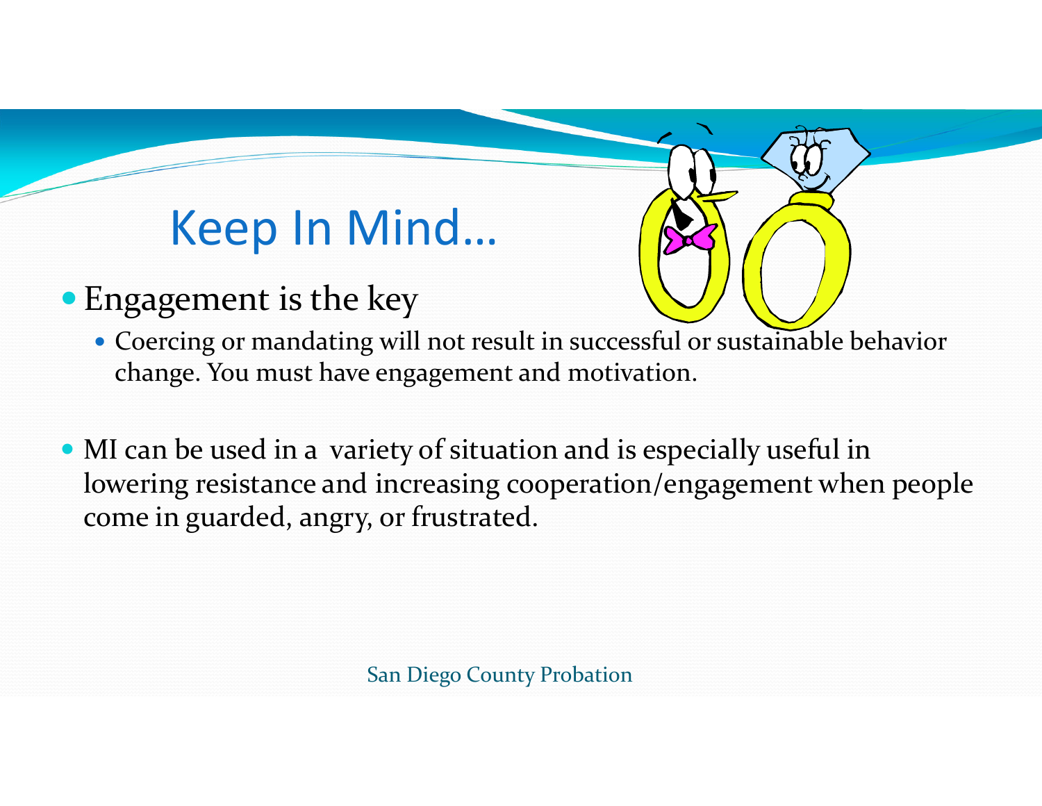# Keep In Mind…

- Engagement is the key
  - Coercing or mandating will not result in successful or sustainable behavior change. You must have engagement and motivation.

- MI can be used in a  variety of situation and is especially useful in lowering resistance and increasing cooperation/engagement when people come in guarded, angry, or frustrated.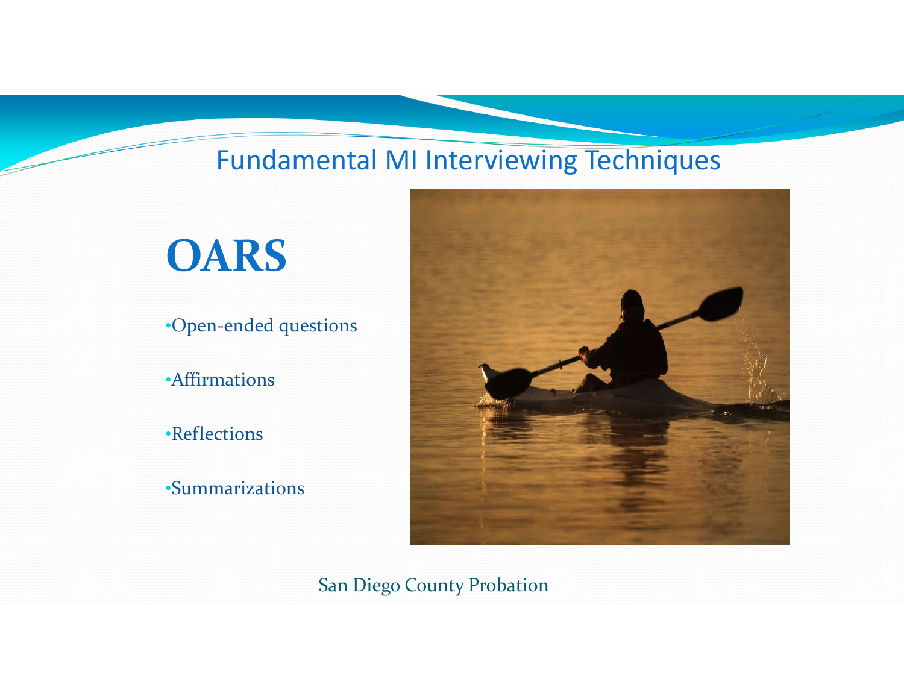# Fundamental MI Interviewing Techniques

## OARS

- Open-ended questions
- Affirmations
- Reflections
- Summarizations

San Diego County Probation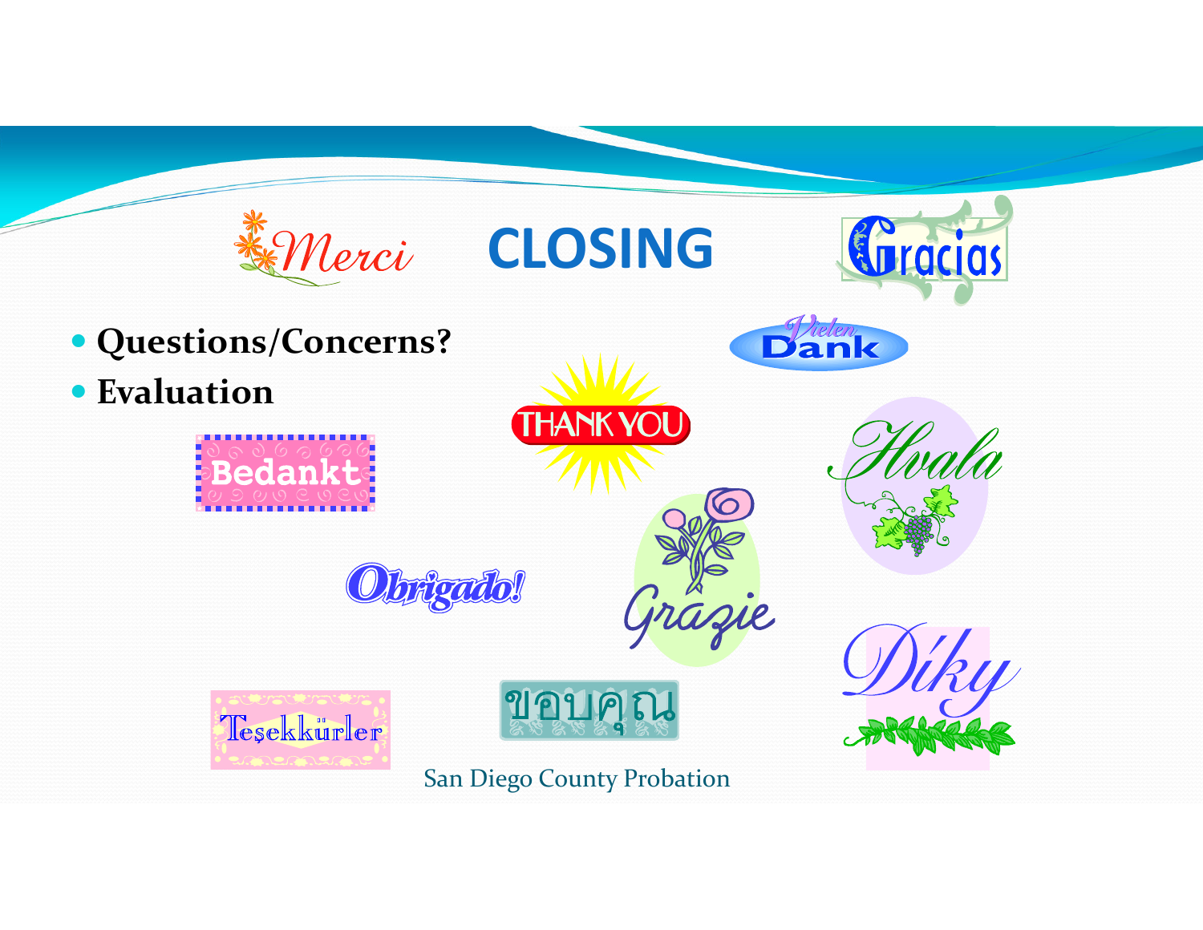# CLOSING

- **Questions/Concerns?**
- **Evaluation**

Merci

Gracias

Vielen Dank

THANK YOU

Bedankt

Hvala

Obrigado!

Grazie

Děky

Teşekkürler

ขอบคุณ

San Diego County Probation